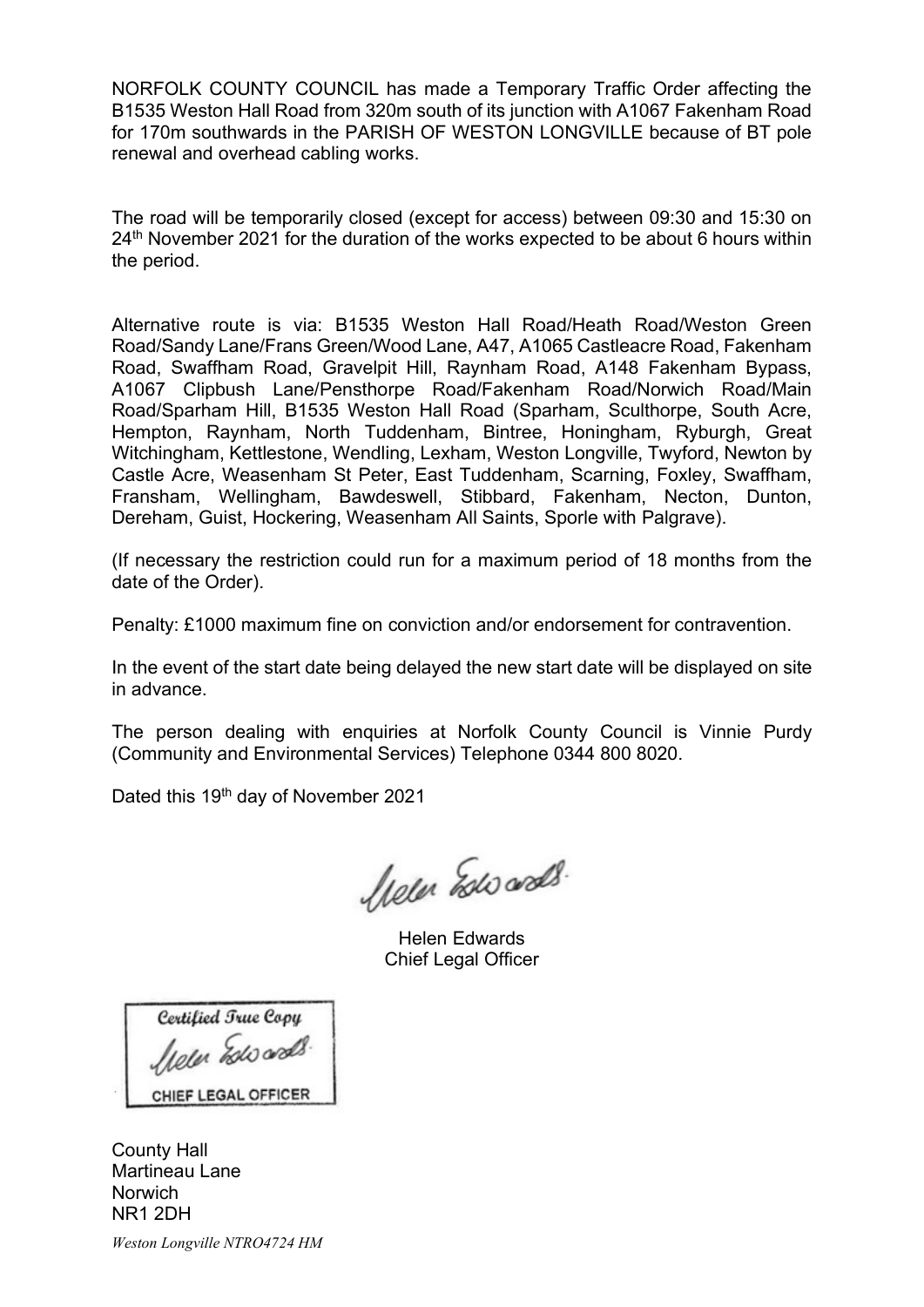NORFOLK COUNTY COUNCIL has made a Temporary Traffic Order affecting the B1535 Weston Hall Road from 320m south of its junction with A1067 Fakenham Road for 170m southwards in the PARISH OF WESTON LONGVILLE because of BT pole renewal and overhead cabling works.

The road will be temporarily closed (except for access) between 09:30 and 15:30 on 24th November 2021 for the duration of the works expected to be about 6 hours within the period.

Alternative route is via: B1535 Weston Hall Road/Heath Road/Weston Green Road/Sandy Lane/Frans Green/Wood Lane, A47, A1065 Castleacre Road, Fakenham Road, Swaffham Road, Gravelpit Hill, Raynham Road, A148 Fakenham Bypass, A1067 Clipbush Lane/Pensthorpe Road/Fakenham Road/Norwich Road/Main Road/Sparham Hill, B1535 Weston Hall Road (Sparham, Sculthorpe, South Acre, Hempton, Raynham, North Tuddenham, Bintree, Honingham, Ryburgh, Great Witchingham, Kettlestone, Wendling, Lexham, Weston Longville, Twyford, Newton by Castle Acre, Weasenham St Peter, East Tuddenham, Scarning, Foxley, Swaffham, Fransham, Wellingham, Bawdeswell, Stibbard, Fakenham, Necton, Dunton, Dereham, Guist, Hockering, Weasenham All Saints, Sporle with Palgrave).

(If necessary the restriction could run for a maximum period of 18 months from the date of the Order).

Penalty: £1000 maximum fine on conviction and/or endorsement for contravention.

In the event of the start date being delayed the new start date will be displayed on site in advance.

The person dealing with enquiries at Norfolk County Council is Vinnie Purdy (Community and Environmental Services) Telephone 0344 800 8020.

Dated this 19th day of November 2021

Helen Edwards
Chief Legal Officer

Certified True Copy
CHIEF LEGAL OFFICER

County Hall
Martineau Lane
Norwich
NR1 2DH

*Weston Longville NTRO4724 HM*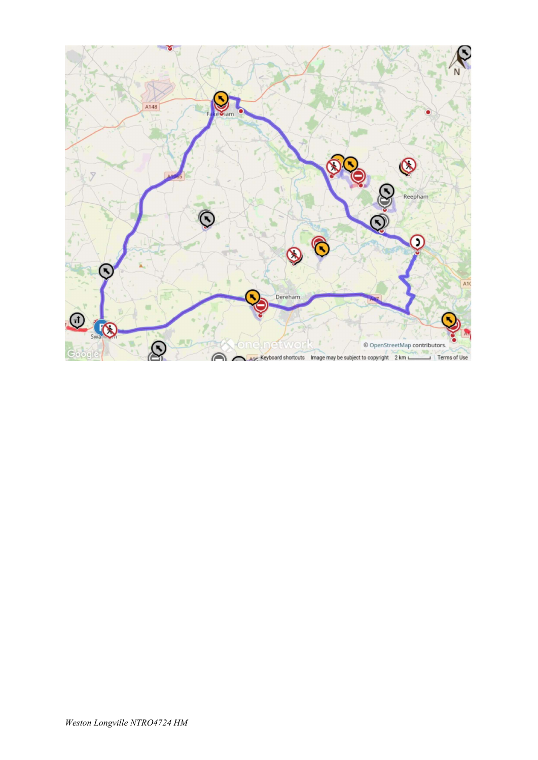N

A148

Fakenham

A1065

Reepham

Dereham

A47

Swaffham

Google

one.network

© OpenStreetMap contributors.

Keyboard shortcuts Image may be subject to copyright 2 km Terms of Use